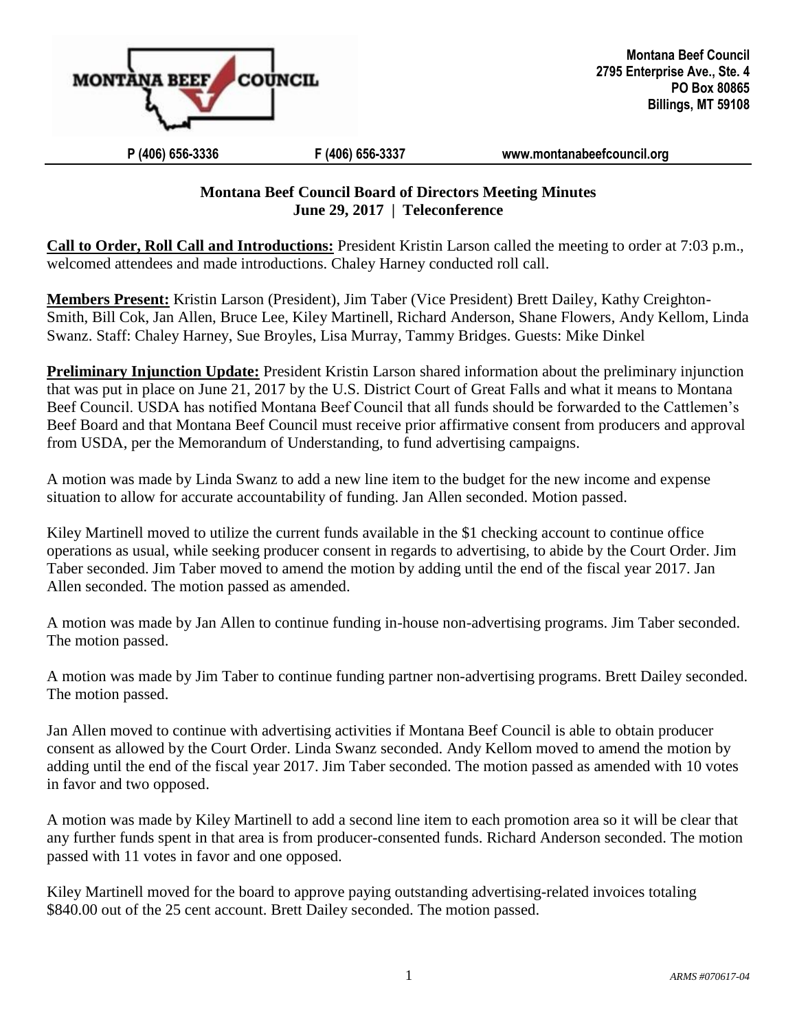Montana Beef Council
2795 Enterprise Ave., Ste. 4
PO Box 80865
Billings, MT 59108

P (406) 656-3336 F (406) 656-3337 www.montanabeefcouncil.org

**Montana Beef Council Board of Directors Meeting Minutes**
**June 29, 2017 | Teleconference**

**Call to Order, Roll Call and Introductions:** President Kristin Larson called the meeting to order at 7:03 p.m., welcomed attendees and made introductions. Chaley Harney conducted roll call.

**Members Present:** Kristin Larson (President), Jim Taber (Vice President) Brett Dailey, Kathy Creighton-Smith, Bill Cok, Jan Allen, Bruce Lee, Kiley Martinell, Richard Anderson, Shane Flowers, Andy Kellom, Linda Swanz. Staff: Chaley Harney, Sue Broyles, Lisa Murray, Tammy Bridges. Guests: Mike Dinkel

**Preliminary Injunction Update:** President Kristin Larson shared information about the preliminary injunction that was put in place on June 21, 2017 by the U.S. District Court of Great Falls and what it means to Montana Beef Council. USDA has notified Montana Beef Council that all funds should be forwarded to the Cattlemen's Beef Board and that Montana Beef Council must receive prior affirmative consent from producers and approval from USDA, per the Memorandum of Understanding, to fund advertising campaigns.

A motion was made by Linda Swanz to add a new line item to the budget for the new income and expense situation to allow for accurate accountability of funding. Jan Allen seconded. Motion passed.

Kiley Martinell moved to utilize the current funds available in the $1 checking account to continue office operations as usual, while seeking producer consent in regards to advertising, to abide by the Court Order. Jim Taber seconded. Jim Taber moved to amend the motion by adding until the end of the fiscal year 2017. Jan Allen seconded. The motion passed as amended.

A motion was made by Jan Allen to continue funding in-house non-advertising programs. Jim Taber seconded. The motion passed.

A motion was made by Jim Taber to continue funding partner non-advertising programs. Brett Dailey seconded. The motion passed.

Jan Allen moved to continue with advertising activities if Montana Beef Council is able to obtain producer consent as allowed by the Court Order. Linda Swanz seconded. Andy Kellom moved to amend the motion by adding until the end of the fiscal year 2017. Jim Taber seconded. The motion passed as amended with 10 votes in favor and two opposed.

A motion was made by Kiley Martinell to add a second line item to each promotion area so it will be clear that any further funds spent in that area is from producer-consented funds. Richard Anderson seconded. The motion passed with 11 votes in favor and one opposed.

Kiley Martinell moved for the board to approve paying outstanding advertising-related invoices totaling $840.00 out of the 25 cent account. Brett Dailey seconded. The motion passed.

*ARMS #070617-04*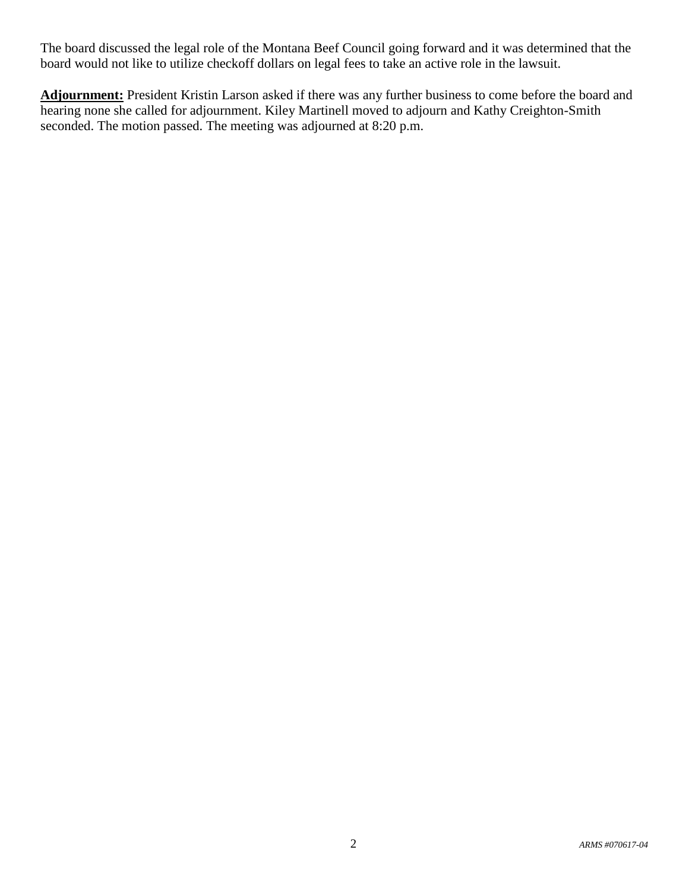The board discussed the legal role of the Montana Beef Council going forward and it was determined that the board would not like to utilize checkoff dollars on legal fees to take an active role in the lawsuit.

**Adjournment:** President Kristin Larson asked if there was any further business to come before the board and hearing none she called for adjournment. Kiley Martinell moved to adjourn and Kathy Creighton-Smith seconded. The motion passed. The meeting was adjourned at 8:20 p.m.